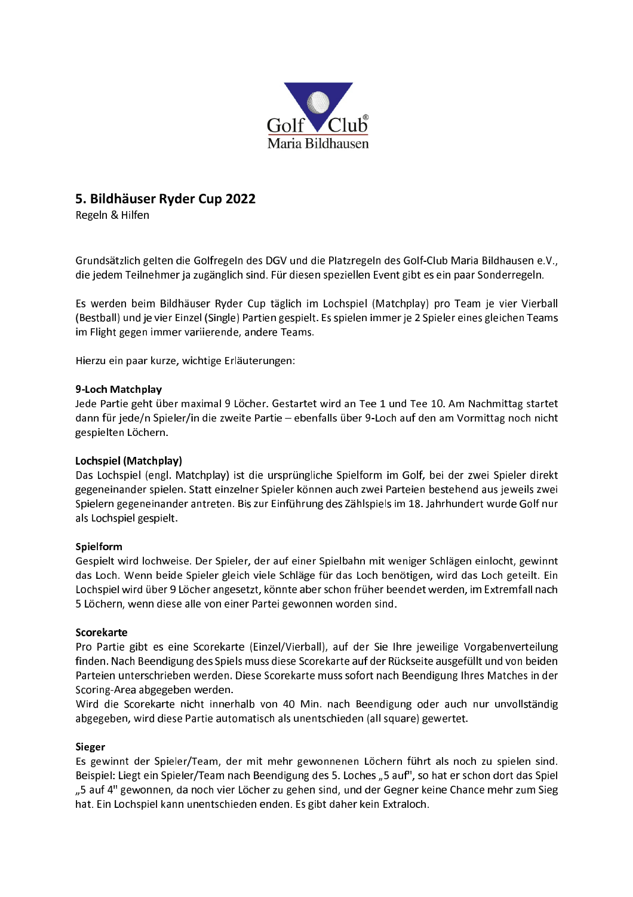Golf Club Maria Bildhausen

# 5. Bildhäuser Ryder Cup 2022

Regeln & Hilfen

Grundsätzlich gelten die Golfregeln des DGV und die Platzregeln des Golf-Club Maria Bildhausen e.V., die jedem Teilnehmer ja zugänglich sind. Für diesen speziellen Event gibt es ein paar Sonderregeln.

Es werden beim Bildhäuser Ryder Cup täglich im Lochspiel (Matchplay) pro Team je vier Vierball (Bestball) und je vier Einzel (Single) Partien gespielt. Es spielen immer je 2 Spieler eines gleichen Teams im Flight gegen immer variierende, andere Teams.

Hierzu ein paar kurze, wichtige Erläuterungen:

**9-Loch Matchplay**

Jede Partie geht über maximal 9 Löcher. Gestartet wird an Tee 1 und Tee 10. Am Nachmittag startet dann für jede/n Spieler/in die zweite Partie – ebenfalls über 9-Loch auf den am Vormittag noch nicht gespielten Löchern.

**Lochspiel (Matchplay)**

Das Lochspiel (engl. Matchplay) ist die ursprüngliche Spielform im Golf, bei der zwei Spieler direkt gegeneinander spielen. Statt einzelner Spieler können auch zwei Parteien bestehend aus jeweils zwei Spielern gegeneinander antreten. Bis zur Einführung des Zählspiels im 18. Jahrhundert wurde Golf nur als Lochspiel gespielt.

**Spielform**

Gespielt wird lochweise. Der Spieler, der auf einer Spielbahn mit weniger Schlägen einlocht, gewinnt das Loch. Wenn beide Spieler gleich viele Schläge für das Loch benötigen, wird das Loch geteilt. Ein Lochspiel wird über 9 Löcher angesetzt, könnte aber schon früher beendet werden, im Extremfall nach 5 Löchern, wenn diese alle von einer Partei gewonnen worden sind.

**Scorekarte**

Pro Partie gibt es eine Scorekarte (Einzel/Vierball), auf der Sie Ihre jeweilige Vorgabenverteilung finden. Nach Beendigung des Spiels muss diese Scorekarte auf der Rückseite ausgefüllt und von beiden Parteien unterschrieben werden. Diese Scorekarte muss sofort nach Beendigung Ihres Matches in der Scoring-Area abgegeben werden.

Wird die Scorekarte nicht innerhalb von 40 Min. nach Beendigung oder auch nur unvollständig abgegeben, wird diese Partie automatisch als unentschieden (all square) gewertet.

**Sieger**

Es gewinnt der Spieler/Team, der mit mehr gewonnenen Löchern führt als noch zu spielen sind. Beispiel: Liegt ein Spieler/Team nach Beendigung des 5. Loches „5 auf", so hat er schon dort das Spiel „5 auf 4" gewonnen, da noch vier Löcher zu gehen sind, und der Gegner keine Chance mehr zum Sieg hat. Ein Lochspiel kann unentschieden enden. Es gibt daher kein Extraloch.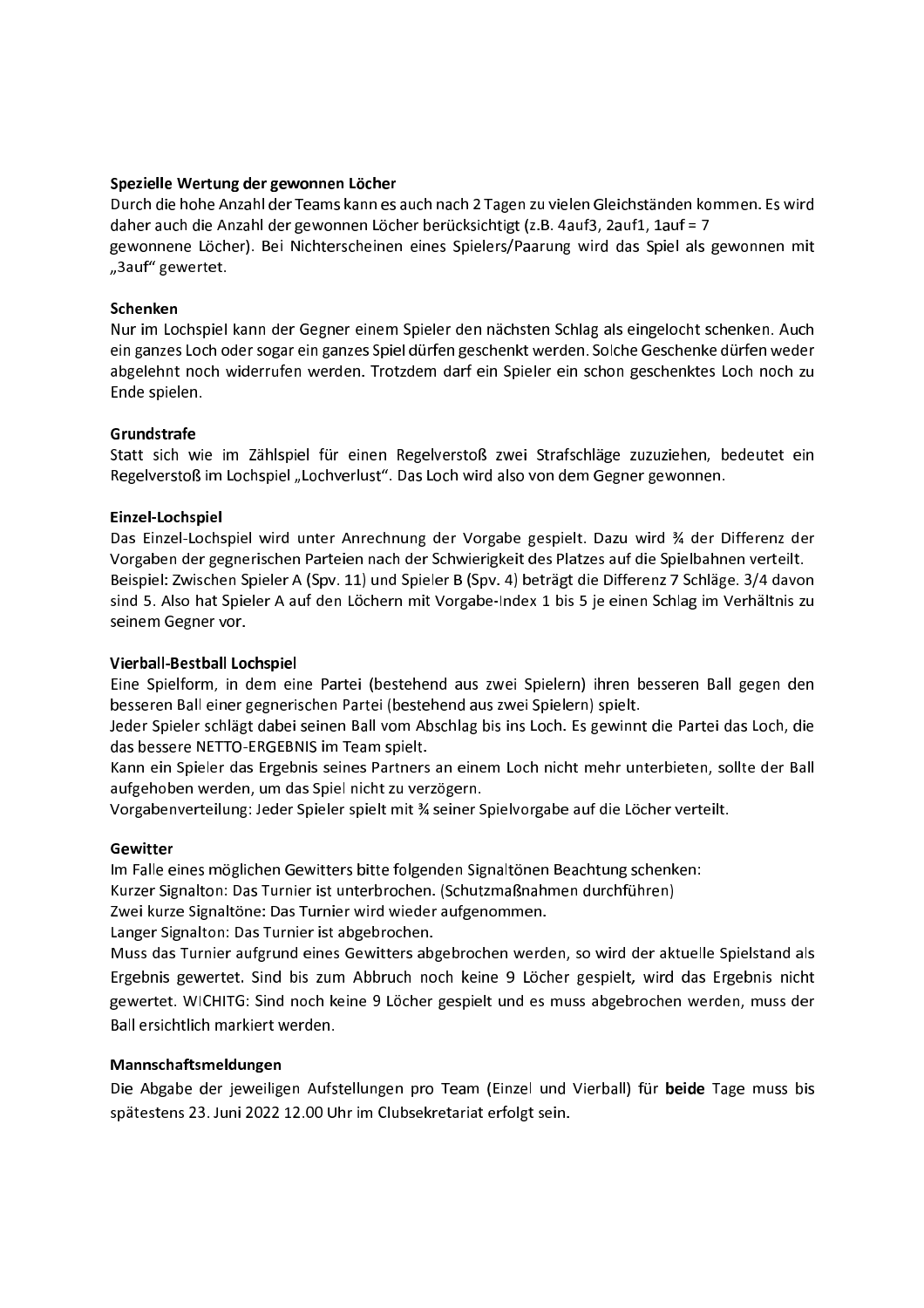**Spezielle Wertung der gewonnen Löcher**

Durch die hohe Anzahl der Teams kann es auch nach 2 Tagen zu vielen Gleichständen kommen. Es wird daher auch die Anzahl der gewonnen Löcher berücksichtigt (z.B. 4auf3, 2auf1, 1auf = 7 gewonnene Löcher). Bei Nichterscheinen eines Spielers/Paarung wird das Spiel als gewonnen mit „3auf" gewertet.

**Schenken**

Nur im Lochspiel kann der Gegner einem Spieler den nächsten Schlag als eingelocht schenken. Auch ein ganzes Loch oder sogar ein ganzes Spiel dürfen geschenkt werden. Solche Geschenke dürfen weder abgelehnt noch widerrufen werden. Trotzdem darf ein Spieler ein schon geschenktes Loch noch zu Ende spielen.

**Grundstrafe**

Statt sich wie im Zählspiel für einen Regelverstoß zwei Strafschläge zuzuziehen, bedeutet ein Regelverstoß im Lochspiel „Lochverlust". Das Loch wird also von dem Gegner gewonnen.

**Einzel-Lochspiel**

Das Einzel-Lochspiel wird unter Anrechnung der Vorgabe gespielt. Dazu wird ¾ der Differenz der Vorgaben der gegnerischen Parteien nach der Schwierigkeit des Platzes auf die Spielbahnen verteilt.
Beispiel: Zwischen Spieler A (Spv. 11) und Spieler B (Spv. 4) beträgt die Differenz 7 Schläge. 3/4 davon sind 5. Also hat Spieler A auf den Löchern mit Vorgabe-Index 1 bis 5 je einen Schlag im Verhältnis zu seinem Gegner vor.

**Vierball-Bestball Lochspiel**

Eine Spielform, in dem eine Partei (bestehend aus zwei Spielern) ihren besseren Ball gegen den besseren Ball einer gegnerischen Partei (bestehend aus zwei Spielern) spielt.
Jeder Spieler schlägt dabei seinen Ball vom Abschlag bis ins Loch. Es gewinnt die Partei das Loch, die das bessere NETTO-ERGEBNIS im Team spielt.
Kann ein Spieler das Ergebnis seines Partners an einem Loch nicht mehr unterbieten, sollte der Ball aufgehoben werden, um das Spiel nicht zu verzögern.
Vorgabenverteilung: Jeder Spieler spielt mit ¾ seiner Spielvorgabe auf die Löcher verteilt.

**Gewitter**

Im Falle eines möglichen Gewitters bitte folgenden Signaltönen Beachtung schenken:
Kurzer Signalton: Das Turnier ist unterbrochen. (Schutzmaßnahmen durchführen)
Zwei kurze Signaltöne: Das Turnier wird wieder aufgenommen.
Langer Signalton: Das Turnier ist abgebrochen.
Muss das Turnier aufgrund eines Gewitters abgebrochen werden, so wird der aktuelle Spielstand als Ergebnis gewertet. Sind bis zum Abbruch noch keine 9 Löcher gespielt, wird das Ergebnis nicht gewertet. WICHITG: Sind noch keine 9 Löcher gespielt und es muss abgebrochen werden, muss der Ball ersichtlich markiert werden.

**Mannschaftsmeldungen**

Die Abgabe der jeweiligen Aufstellungen pro Team (Einzel und Vierball) für **beide** Tage muss bis spätestens 23. Juni 2022 12.00 Uhr im Clubsekretariat erfolgt sein.